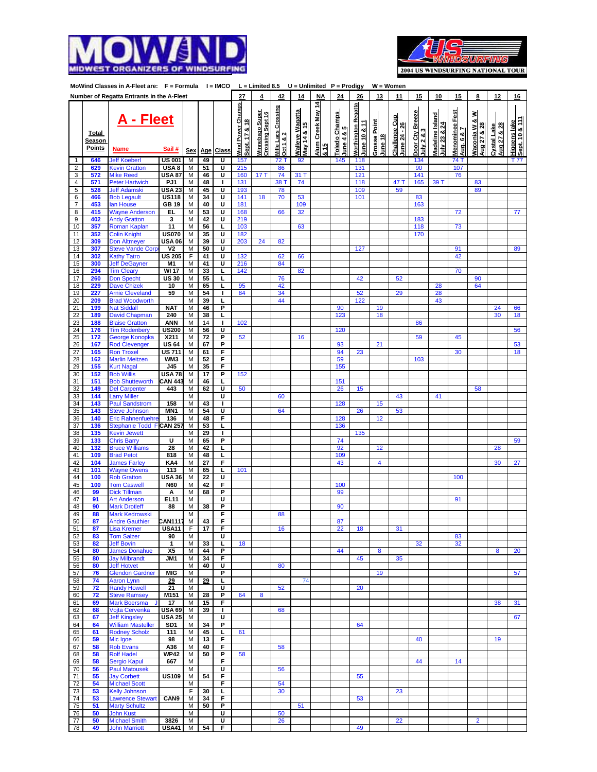# MOWIND — MIDWEST ORGANIZERS OF WINDSURFING

**US WINDSURFING — 2004 US WINDSURFING NATIONAL TOUR**

MoWind Classes in A-Fleet are: F = Formula I = IMCO L = Limited 8.5 U = Unlimited P = Prodigy W = Women

Number of Regatta Entrants in the A-Fleet

## A - Fleet

| | Total Season Points | Name | Sail # | Sex | Age | Class | Wind Power Champs Sept. 17 & 18 | Winnebago Super Crossing Sept 16 | Mille Lacs Crossing Oct 1 & 2 | Walleye Wagatta May 14 & 15 | Alum Creek May 14 & 15 | Toledo Champs June 4 & 5 | Worthington Regatta June 10 & 11 | Grosse Point June 18 | Challenge Cup June 24 - 26 | Door Cty Breeze July 2 & 3 | Madeline Island July 23 & 24 | Menominee Fest Aug. 6 & 7 | Waconia W & W Aug 27 & 28 | Cystal Lake Aug 27 & 28 | Higgens lake Sept. 10 & 11 |
|---|---|---|---|---|---|---|---|---|---|---|---|---|---|---|---|---|---|---|---|---|---|
| | | | | | | Number of Entrants | 27 | 4 | 42 | 14 | NA | 24 | 26 | 13 | 11 | 15 | 10 | 15 | 8 | 12 | 16 |
| 1 | 646 | Jeff Koeberl | US 001 | M | 49 | U | 157 | | 72 T | 92 | | 145 | 118 | | | 134 | | 74 T | | | T 77 |
| 2 | 629 | Kevin Gratton | USA 8 | M | 51 | U | 215 | | 86 | | | | 131 | | | 90 | | 107 | | | |
| 3 | 572 | Mike Reed | USA 87 | M | 46 | U | 160 | 17 T | 74 | 31 T | | | 121 | | | 141 | | 76 | | | |
| 4 | 571 | Peter Hartwich | PJ1 | M | 48 | I | 131 | | 38 T | 74 | | | 118 | | 47 T | 165 | 39 T | | 83 | | |
| 5 | 528 | Jeff Adamski | USA 23 | M | 45 | U | 193 | | 78 | | | | 109 | | 59 | | | | 89 | | |
| 6 | 466 | Bob Legault | US118 | M | 34 | U | 141 | 18 | 70 | 53 | | | 101 | | | 83 | | | | | |
| 7 | 453 | Ian House | GB 19 | M | 40 | U | 181 | | | 109 | | | | | | 163 | | | | | |
| 8 | 415 | Wayne Anderson | EL | M | 53 | U | 168 | | 66 | 32 | | | | | | | | 72 | | | 77 |
| 9 | 402 | Andy Gratton | 3 | M | 42 | U | 219 | | | | | | | | | 183 | | | | | |
| 10 | 357 | Roman Kaplan | 11 | M | 56 | L | 103 | | | 63 | | | | | | 118 | | 73 | | | |
| 11 | 352 | Colin Knight | US070 | M | 35 | U | 182 | | | | | | | | | 170 | | | | | |
| 12 | 309 | Don Altmeyer | USA 06 | M | 39 | U | 203 | 24 | 82 | | | | | | | | | | | | |
| 13 | 307 | Steve Vande Corp | V2 | M | 50 | U | | | | | | | 127 | | | | | 91 | | | 89 |
| 14 | 302 | Kathy Tatro | US 205 | F | 41 | U | 132 | | 62 | 66 | | | | | | | | 42 | | | |
| 15 | 300 | Jeff DeGayner | M1 | M | 41 | U | 216 | | 84 | | | | | | | | | | | | |
| 16 | 294 | Tim Cleary | WI 17 | M | 33 | L | 142 | | | 82 | | | | | | | | 70 | | | |
| 17 | 260 | Don Specht | US 30 | M | 55 | L | | | 76 | | | | 42 | | 52 | | | | 90 | | |
| 18 | 229 | Dave Chizek | 10 | M | 65 | L | 95 | | 42 | | | | | | | | 28 | | 64 | | |
| 19 | 227 | Arnie Cleveland | 59 | M | 54 | I | 84 | | 34 | | | | 52 | | 29 | | 28 | | | | |
| 20 | 209 | Brad Woodworth | | M | 39 | L | | | 44 | | | | 122 | | | | 43 | | | | |
| 21 | 199 | Nat Siddall | NAT | M | 46 | P | | | | | | 90 | | 19 | | | | | | 24 | 66 |
| 22 | 189 | David Chapman | 240 | M | 38 | L | | | | | | 123 | | 18 | | | | | | 30 | 18 |
| 23 | 188 | Blaise Gratton | ANN | M | 14 | I | 102 | | | | | | | | | 86 | | | | | |
| 24 | 176 | Tim Rodenbery | US200 | M | 56 | U | | | | | | 120 | | | | | | | | | 56 |
| 25 | 172 | George Konopka | X211 | M | 72 | P | 52 | | | 16 | | | | | | 59 | | 45 | | | |
| 26 | 167 | Rod Clevenger | US 64 | M | 67 | P | | | | | | 93 | | 21 | | | | | | | 53 |
| 27 | 165 | Ron Troxel | US 711 | M | 61 | F | | | | | | 94 | 23 | | | | | 30 | | | 18 |
| 28 | 162 | Marlin Meitzen | WM3 | M | 52 | F | | | | | | 59 | | | | 103 | | | | | |
| 29 | 155 | Kurt Nagal | J45 | M | 35 | F | | | | | | 155 | | | | | | | | | |
| 30 | 152 | Bob Willis | USA 78 | M | 17 | P | 152 | | | | | | | | | | | | | | |
| 31 | 151 | Bob Shutteworth | CAN 443 | M | 46 | L | | | | | | 151 | | | | | | | | | |
| 32 | 149 | Del Carpenter | 443 | M | 62 | U | 50 | | | | | 26 | 15 | | | | | | 58 | | |
| 33 | 144 | Larry Miller | | M | | U | | | 60 | | | | | | 43 | | 41 | | | | |
| 34 | 143 | Paul Sandstrom | 158 | M | 43 | I | | | | | | 128 | | 15 | | | | | | | |
| 35 | 143 | Steve Johnson | MN1 | M | 54 | U | | | 64 | | | | 26 | | 53 | | | | | | |
| 36 | 140 | Eric Rahnenfuehre | 136 | M | 48 | F | | | | | | 128 | | 12 | | | | | | | |
| 37 | 136 | Stephanie Todd F | CAN 257 | M | 53 | L | | | | | | 136 | | | | | | | | | |
| 38 | 135 | Kevin Jewett | | M | 29 | I | | | | | | | 135 | | | | | | | | |
| 39 | 133 | Chris Barry | U | M | 65 | P | | | | | | 74 | | | | | | | | | 59 |
| 40 | 132 | Bruce Williams | 28 | M | 42 | L | | | | | | 92 | | 12 | | | | | | 28 | |
| 41 | 109 | Brad Petot | 818 | M | 48 | L | | | | | | 109 | | | | | | | | | |
| 42 | 104 | James Farley | KA4 | M | 27 | F | | | | | | 43 | | 4 | | | | | | 30 | 27 |
| 43 | 101 | Wayne Owens | 113 | M | 65 | L | 101 | | | | | | | | | | | | | | |
| 44 | 100 | Rob Gratton | USA 36 | M | 22 | U | | | | | | | | | | | | 100 | | | |
| 45 | 100 | Tom Caswell | N60 | M | 42 | F | | | | | | 100 | | | | | | | | | |
| 46 | 99 | Dick Tillman | A | M | 68 | P | | | | | | 99 | | | | | | | | | |
| 47 | 91 | Art Anderson | EL11 | M | | U | | | | | | | | | | | | 91 | | | |
| 48 | 90 | Mark Drotleff | 88 | M | 38 | P | | | | | | 90 | | | | | | | | | |
| 49 | 88 | Mark Kedrowski | | M | | F | | | 88 | | | | | | | | | | | | |
| 50 | 87 | Andre Gauthier | CAN1117 | M | 43 | F | | | | | | 87 | | | | | | | | | |
| 51 | 87 | Lisa Kremer | USA11 | F | 17 | F | | | 16 | | | 22 | 18 | | 31 | | | | | | |
| 52 | 83 | Tom Salzer | 90 | M | | U | | | | | | | | | | | | 83 | | | |
| 53 | 82 | Jeff Bovin | 1 | M | 33 | L | 18 | | | | | | | | | 32 | | 32 | | | |
| 54 | 80 | James Donahue | X5 | M | 44 | P | | | | | | 44 | | 8 | | | | | | 8 | 20 |
| 55 | 80 | Jay Milbrandt | JM1 | M | 34 | F | | | | | | | 45 | | 35 | | | | | | |
| 56 | 80 | Jeff Hotvet | | M | 40 | U | | | 80 | | | | | | | | | | | | |
| 57 | 76 | Glendon Gardner | MIG | M | | P | | | | | | | | 19 | | | | | | | 57 |
| 58 | 74 | Aaron Lynn | 29 | M | 29 | L | | | | 74 | | | | | | | | | | | |
| 59 | 72 | Randy Howell | 21 | M | | U | | | 52 | | | | 20 | | | | | | | | |
| 60 | 72 | Steve Ramsey | M151 | M | 28 | P | 64 | 8 | | | | | | | | | | | | | |
| 61 | 69 | Mark Boersma J | 17 | M | 15 | F | | | | | | | | | | | | | | 38 | 31 |
| 62 | 68 | Vojta Cervenka | USA 69 | M | 39 | I | | | 68 | | | | | | | | | | | | |
| 63 | 67 | Jeff Kingsley | USA 25 | M | | U | | | | | | | | | | | | | | | 67 |
| 64 | 64 | William Masteller | SD1 | M | 34 | P | | | | | | | 64 | | | | | | | | |
| 65 | 61 | Rodney Scholz | 111 | M | 45 | L | 61 | | | | | | | | | | | | | | |
| 66 | 59 | Mic Igoe | 98 | M | 13 | F | | | | | | | | | | 40 | | | | 19 | |
| 67 | 58 | Rob Evans | A36 | M | 40 | F | | | 58 | | | | | | | | | | | | |
| 68 | 58 | Rolf Hadel | WP42 | M | 50 | P | 58 | | | | | | | | | | | | | | |
| 69 | 58 | Sergio Kapul | 667 | M | | F | | | | | | | | | | 44 | | 14 | | | |
| 70 | 56 | Paul Matousek | | M | | U | | | 56 | | | | | | | | | | | | |
| 71 | 55 | Jay Corbett | US109 | M | 54 | F | | | | | | | 55 | | | | | | | | |
| 72 | 54 | Michael Scott | | M | | F | | | 54 | | | | | | | | | | | | |
| 73 | 53 | Kelly Johnson | | F | 30 | L | | | 30 | | | | | | 23 | | | | | | |
| 74 | 53 | Lawrence Stewart | CAN9 | M | 34 | F | | | | | | | 53 | | | | | | | | |
| 75 | 51 | Marty Schultz | | M | 50 | P | | | | 51 | | | | | | | | | | | |
| 76 | 50 | John Kust | | M | | U | | | 50 | | | | | | | | | | | | |
| 77 | 50 | Michael Smith | 3826 | M | | U | | | 26 | | | | | | 22 | | | | 2 | | |
| 78 | 49 | John Marriott | USA41 | M | 54 | F | | | | | | | 49 | | | | | | | | |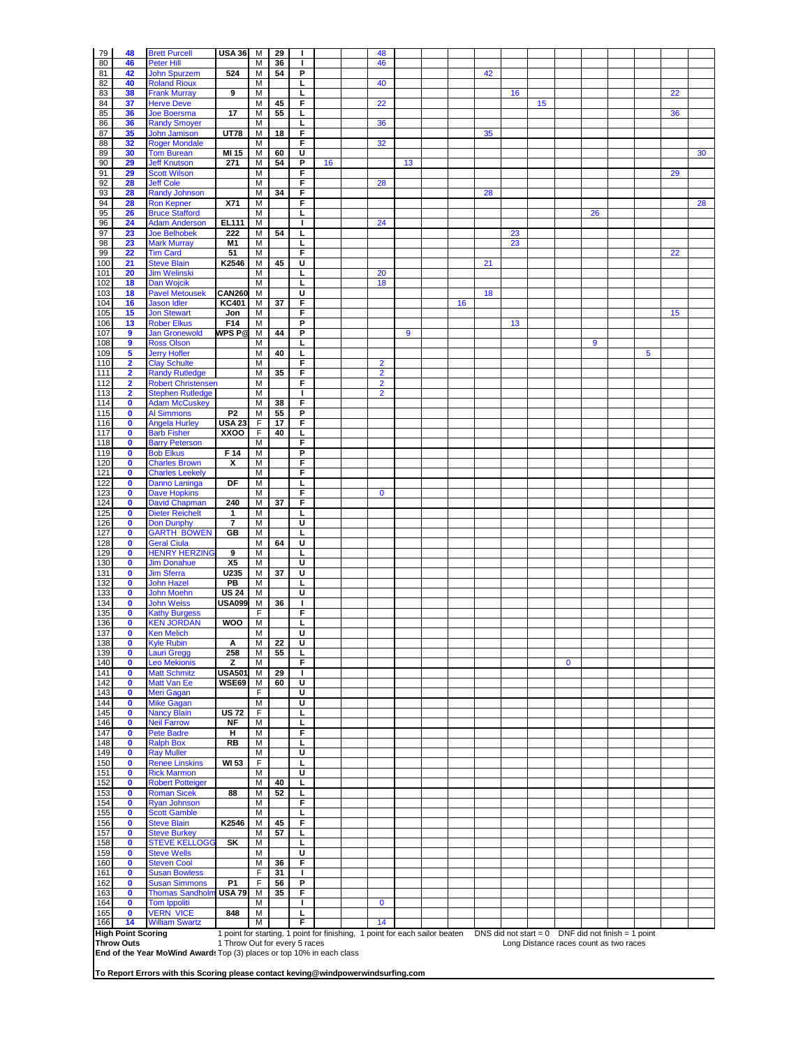| | | | | | | | | | | | | | | | | | | | | | |
|---|---|---|---|---|---|---|---|---|---|---|---|---|---|---|---|---|---|---|---|---|---|
| 79 | 48 | Brett Purcell | USA 36 | M | 29 | I | | | 48 | | | | | | | | | | | | |
| 80 | 46 | Peter Hill | | M | 36 | I | | | 46 | | | | | | | | | | | | |
| 81 | 42 | John Spurzem | 524 | M | 54 | P | | | | | | | 42 | | | | | | | | |
| 82 | 40 | Roland Rioux | | M | | L | | | 40 | | | | | | | | | | | | |
| 83 | 38 | Frank Murray | 9 | M | | L | | | | | | | | 16 | | | | | | 22 | |
| 84 | 37 | Herve Deve | | M | 45 | F | | | 22 | | | | | | 15 | | | | | | |
| 85 | 36 | Joe Boersma | 17 | M | 55 | L | | | | | | | | | | | | | | 36 | |
| 86 | 36 | Randy Smoyer | | M | | L | | | 36 | | | | | | | | | | | | |
| 87 | 35 | John Jamison | UT78 | M | 18 | F | | | | | | | 35 | | | | | | | | |
| 88 | 32 | Roger Mondale | | M | | F | | | 32 | | | | | | | | | | | | |
| 89 | 30 | Tom Burean | MI 15 | M | 60 | U | | | | | | | | | | | | | | | 30 |
| 90 | 29 | Jeff Knutson | 271 | M | 54 | P | 16 | | | 13 | | | | | | | | | | | |
| 91 | 29 | Scott Wilson | | M | | F | | | | | | | | | | | | | | 29 | |
| 92 | 28 | Jeff Cole | | M | | F | | | 28 | | | | | | | | | | | | |
| 93 | 28 | Randy Johnson | | M | 34 | F | | | | | | | 28 | | | | | | | | |
| 94 | 28 | Ron Kepner | X71 | M | | F | | | | | | | | | | | | | | | 28 |
| 95 | 26 | Bruce Stafford | | M | | L | | | | | | | | | | | 26 | | | | |
| 96 | 24 | Adam Anderson | EL111 | M | | I | | | 24 | | | | | | | | | | | | |
| 97 | 23 | Joe Belhobek | 222 | M | 54 | L | | | | | | | | 23 | | | | | | | |
| 98 | 23 | Mark Murray | M1 | M | | L | | | | | | | | 23 | | | | | | | |
| 99 | 22 | Tim Card | 51 | M | | F | | | | | | | | | | | | | | 22 | |
| 100 | 21 | Steve Blain | K2546 | M | 45 | U | | | | | | | 21 | | | | | | | | |
| 101 | 20 | Jim Welinski | | M | | L | | | 20 | | | | | | | | | | | | |
| 102 | 18 | Dan Wojcik | | M | | L | | | 18 | | | | | | | | | | | | |
| 103 | 18 | Pavel Metousek | CAN260 | M | | U | | | | | | | 18 | | | | | | | | |
| 104 | 16 | Jason Idler | KC401 | M | 37 | F | | | | | | 16 | | | | | | | | | |
| 105 | 15 | Jon Stewart | Jon | M | | F | | | | | | | | | | | | | | 15 | |
| 106 | 13 | Rober Elkus | F14 | M | | P | | | | | | | | 13 | | | | | | | |
| 107 | 9 | Jan Gronewold | WPS P@ | M | 44 | P | | | | 9 | | | | | | | | | | | |
| 108 | 9 | Ross Olson | | M | | L | | | | | | | | | | | 9 | | | | |
| 109 | 5 | Jerry Hofler | | M | 40 | L | | | | | | | | | | | | | 5 | | |
| 110 | 2 | Clay Schulte | | M | | F | | | 2 | | | | | | | | | | | | |
| 111 | 2 | Randy Rutledge | | M | 35 | F | | | 2 | | | | | | | | | | | | |
| 112 | 2 | Robert Christensen | | M | | F | | | 2 | | | | | | | | | | | | |
| 113 | 2 | Stephen Rutledge | | M | | I | | | 2 | | | | | | | | | | | | |
| 114 | 0 | Adam McCuskey | | M | 38 | F | | | | | | | | | | | | | | | |
| 115 | 0 | Al Simmons | P2 | M | 55 | P | | | | | | | | | | | | | | | |
| 116 | 0 | Angela Hurley | USA 23 | F | 17 | F | | | | | | | | | | | | | | | |
| 117 | 0 | Barb Fisher | XXOO | F | 40 | L | | | | | | | | | | | | | | | |
| 118 | 0 | Barry Peterson | | M | | F | | | | | | | | | | | | | | | |
| 119 | 0 | Bob Elkus | F 14 | M | | P | | | | | | | | | | | | | | | |
| 120 | 0 | Charles Brown | X | M | | F | | | | | | | | | | | | | | | |
| 121 | 0 | Charles Leekely | | M | | F | | | | | | | | | | | | | | | |
| 122 | 0 | Danno Laninga | DF | M | | L | | | | | | | | | | | | | | | |
| 123 | 0 | Dave Hopkins | | M | | F | | | 0 | | | | | | | | | | | | |
| 124 | 0 | David Chapman | 240 | M | 37 | F | | | | | | | | | | | | | | | |
| 125 | 0 | Dieter Reichelt | 1 | M | | L | | | | | | | | | | | | | | | |
| 126 | 0 | Don Dunphy | 7 | M | | U | | | | | | | | | | | | | | | |
| 127 | 0 | GARTH BOWEN | GB | M | | L | | | | | | | | | | | | | | | |
| 128 | 0 | Geral Ciula | | M | 64 | U | | | | | | | | | | | | | | | |
| 129 | 0 | HENRY HERZING | 9 | M | | L | | | | | | | | | | | | | | | |
| 130 | 0 | Jim Donahue | X5 | M | | U | | | | | | | | | | | | | | | |
| 131 | 0 | Jim Sferra | U235 | M | 37 | U | | | | | | | | | | | | | | | |
| 132 | 0 | John Hazel | PB | M | | L | | | | | | | | | | | | | | | |
| 133 | 0 | John Moehn | US 24 | M | | U | | | | | | | | | | | | | | | |
| 134 | 0 | John Weiss | USA099 | M | 36 | I | | | | | | | | | | | | | | | |
| 135 | 0 | Kathy Burgess | | F | | F | | | | | | | | | | | | | | | |
| 136 | 0 | KEN JORDAN | WOO | M | | L | | | | | | | | | | | | | | | |
| 137 | 0 | Ken Melich | | M | | U | | | | | | | | | | | | | | | |
| 138 | 0 | Kyle Rubin | A | M | 22 | U | | | | | | | | | | | | | | | |
| 139 | 0 | Lauri Gregg | 258 | M | 55 | L | | | | | | | | | | | | | | | |
| 140 | 0 | Leo Mekionis | Z | M | | F | | | | | | | | | | 0 | | | | | |
| 141 | 0 | Matt Schmitz | USA501 | M | 29 | I | | | | | | | | | | | | | | | |
| 142 | 0 | Matt Van Ee | WSE69 | M | 60 | U | | | | | | | | | | | | | | | |
| 143 | 0 | Meri Gagan | | F | | U | | | | | | | | | | | | | | | |
| 144 | 0 | Mike Gagan | | M | | U | | | | | | | | | | | | | | | |
| 145 | 0 | Nancy Blain | US 72 | F | | L | | | | | | | | | | | | | | | |
| 146 | 0 | Neil Farrow | NF | M | | L | | | | | | | | | | | | | | | |
| 147 | 0 | Pete Badre | H | M | | F | | | | | | | | | | | | | | | |
| 148 | 0 | Ralph Box | RB | M | | L | | | | | | | | | | | | | | | |
| 149 | 0 | Ray Muller | | M | | U | | | | | | | | | | | | | | | |
| 150 | 0 | Renee Linskins | WI 53 | F | | L | | | | | | | | | | | | | | | |
| 151 | 0 | Rick Marmon | | M | | U | | | | | | | | | | | | | | | |
| 152 | 0 | Robert Potteiger | | M | 40 | L | | | | | | | | | | | | | | | |
| 153 | 0 | Roman Sicek | 88 | M | 52 | L | | | | | | | | | | | | | | | |
| 154 | 0 | Ryan Johnson | | M | | F | | | | | | | | | | | | | | | |
| 155 | 0 | Scott Gamble | | M | | L | | | | | | | | | | | | | | | |
| 156 | 0 | Steve Blain | K2546 | M | 45 | F | | | | | | | | | | | | | | | |
| 157 | 0 | Steve Burkey | | M | 57 | L | | | | | | | | | | | | | | | |
| 158 | 0 | STEVE KELLOGG | SK | M | | L | | | | | | | | | | | | | | | |
| 159 | 0 | Steve Wells | | M | | U | | | | | | | | | | | | | | | |
| 160 | 0 | Steven Cool | | M | 36 | F | | | | | | | | | | | | | | | |
| 161 | 0 | Susan Bowless | | F | 31 | I | | | | | | | | | | | | | | | |
| 162 | 0 | Susan Simmons | P1 | F | 56 | P | | | | | | | | | | | | | | | |
| 163 | 0 | Thomas Sandholm | USA 79 | M | 35 | F | | | | | | | | | | | | | | | |
| 164 | 0 | Tom Ippoliti | | M | | I | | | 0 | | | | | | | | | | | | |
| 165 | 0 | VERN VICE | 848 | M | | L | | | | | | | | | | | | | | | |
| 166 | 14 | William Swartz | | M | | F | | | 14 | | | | | | | | | | | | |

**High Point Scoring** 1 point for starting, 1 point for finishing, 1 point for each sailor beaten DNS did not start = 0 DNF did not finish = 1 point

**Throw Outs** 1 Throw Out for every 5 races Long Distance races count as two races

**End of the Year MoWind Awards** Top (3) places or top 10% in each class

**To Report Errors with this Scoring please contact keving@windpowerwindsurfing.com**